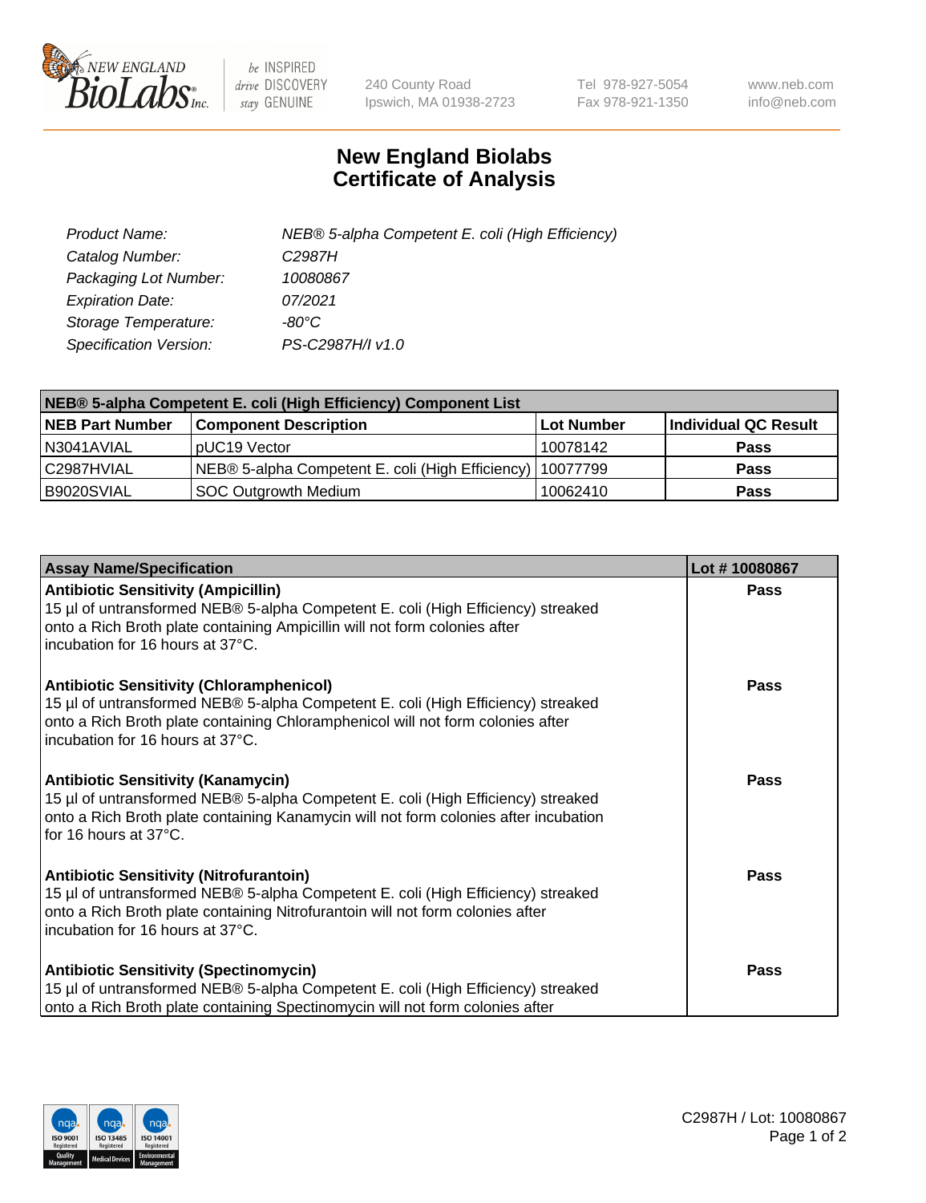# New England Biolabs Certificate of Analysis

| | |
|---|---|
| *Product Name:* | *NEB® 5-alpha Competent E. coli (High Efficiency)* |
| *Catalog Number:* | *C2987H* |
| *Packaging Lot Number:* | *10080867* |
| *Expiration Date:* | *07/2021* |
| *Storage Temperature:* | *-80°C* |
| *Specification Version:* | *PS-C2987H/I v1.0* |

| **NEB® 5-alpha Competent E. coli (High Efficiency) Component List** | | | |
|---|---|---|---|
| **NEB Part Number** | **Component Description** | **Lot Number** | **Individual QC Result** |
| N3041AVIAL | pUC19 Vector | 10078142 | **Pass** |
| C2987HVIAL | NEB® 5-alpha Competent E. coli (High Efficiency) | 10077799 | **Pass** |
| B9020SVIAL | SOC Outgrowth Medium | 10062410 | **Pass** |

| **Assay Name/Specification** | **Lot # 10080867** |
|---|---|
| **Antibiotic Sensitivity (Ampicillin)**<br>15 µl of untransformed NEB® 5-alpha Competent E. coli (High Efficiency) streaked onto a Rich Broth plate containing Ampicillin will not form colonies after incubation for 16 hours at 37°C. | **Pass** |
| **Antibiotic Sensitivity (Chloramphenicol)**<br>15 µl of untransformed NEB® 5-alpha Competent E. coli (High Efficiency) streaked onto a Rich Broth plate containing Chloramphenicol will not form colonies after incubation for 16 hours at 37°C. | **Pass** |
| **Antibiotic Sensitivity (Kanamycin)**<br>15 µl of untransformed NEB® 5-alpha Competent E. coli (High Efficiency) streaked onto a Rich Broth plate containing Kanamycin will not form colonies after incubation for 16 hours at 37°C. | **Pass** |
| **Antibiotic Sensitivity (Nitrofurantoin)**<br>15 µl of untransformed NEB® 5-alpha Competent E. coli (High Efficiency) streaked onto a Rich Broth plate containing Nitrofurantoin will not form colonies after incubation for 16 hours at 37°C. | **Pass** |
| **Antibiotic Sensitivity (Spectinomycin)**<br>15 µl of untransformed NEB® 5-alpha Competent E. coli (High Efficiency) streaked onto a Rich Broth plate containing Spectinomycin will not form colonies after | **Pass** |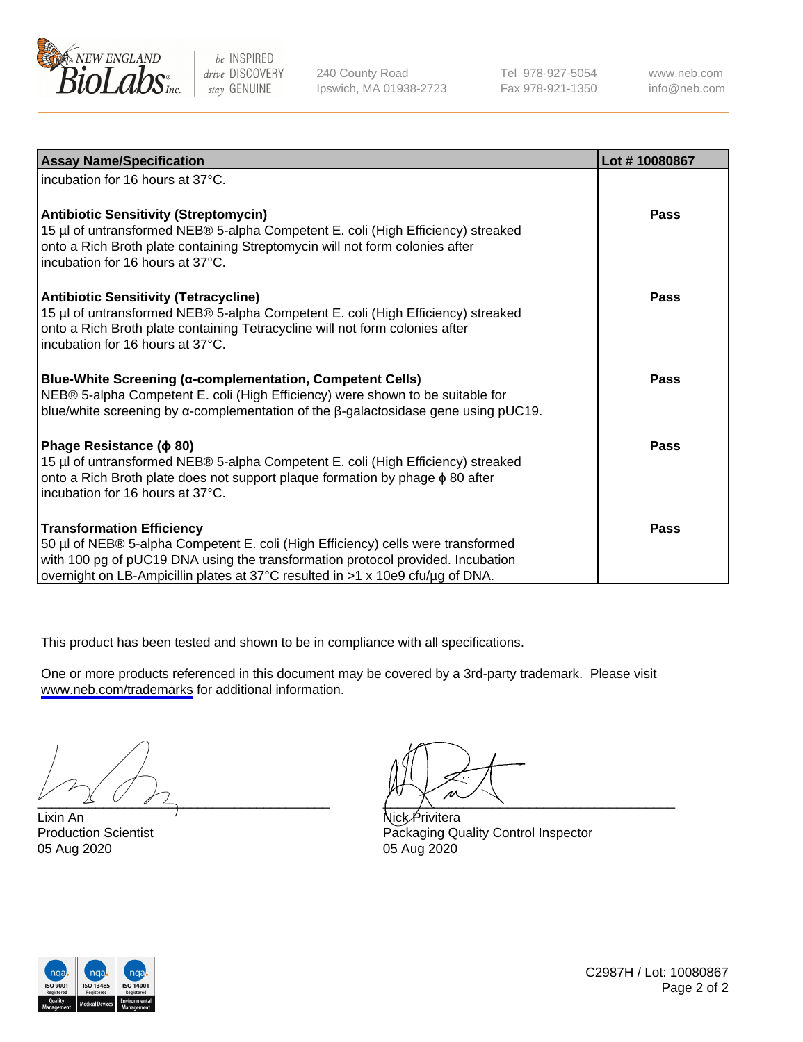| Assay Name/Specification | Lot # 10080867 |
|---|---|
| incubation for 16 hours at 37°C. | |
| **Antibiotic Sensitivity (Streptomycin)**<br>15 µl of untransformed NEB® 5-alpha Competent E. coli (High Efficiency) streaked onto a Rich Broth plate containing Streptomycin will not form colonies after incubation for 16 hours at 37°C. | **Pass** |
| **Antibiotic Sensitivity (Tetracycline)**<br>15 µl of untransformed NEB® 5-alpha Competent E. coli (High Efficiency) streaked onto a Rich Broth plate containing Tetracycline will not form colonies after incubation for 16 hours at 37°C. | **Pass** |
| **Blue-White Screening (α-complementation, Competent Cells)**<br>NEB® 5-alpha Competent E. coli (High Efficiency) were shown to be suitable for blue/white screening by α-complementation of the β-galactosidase gene using pUC19. | **Pass** |
| **Phage Resistance (ϕ 80)**<br>15 µl of untransformed NEB® 5-alpha Competent E. coli (High Efficiency) streaked onto a Rich Broth plate does not support plaque formation by phage ϕ 80 after incubation for 16 hours at 37°C. | **Pass** |
| **Transformation Efficiency**<br>50 µl of NEB® 5-alpha Competent E. coli (High Efficiency) cells were transformed with 100 pg of pUC19 DNA using the transformation protocol provided. Incubation overnight on LB-Ampicillin plates at 37°C resulted in >1 x 10e9 cfu/µg of DNA. | **Pass** |

This product has been tested and shown to be in compliance with all specifications.

One or more products referenced in this document may be covered by a 3rd-party trademark. Please visit www.neb.com/trademarks for additional information.

Lixin An
Production Scientist
05 Aug 2020

Nick Privitera
Packaging Quality Control Inspector
05 Aug 2020

C2987H / Lot: 10080867